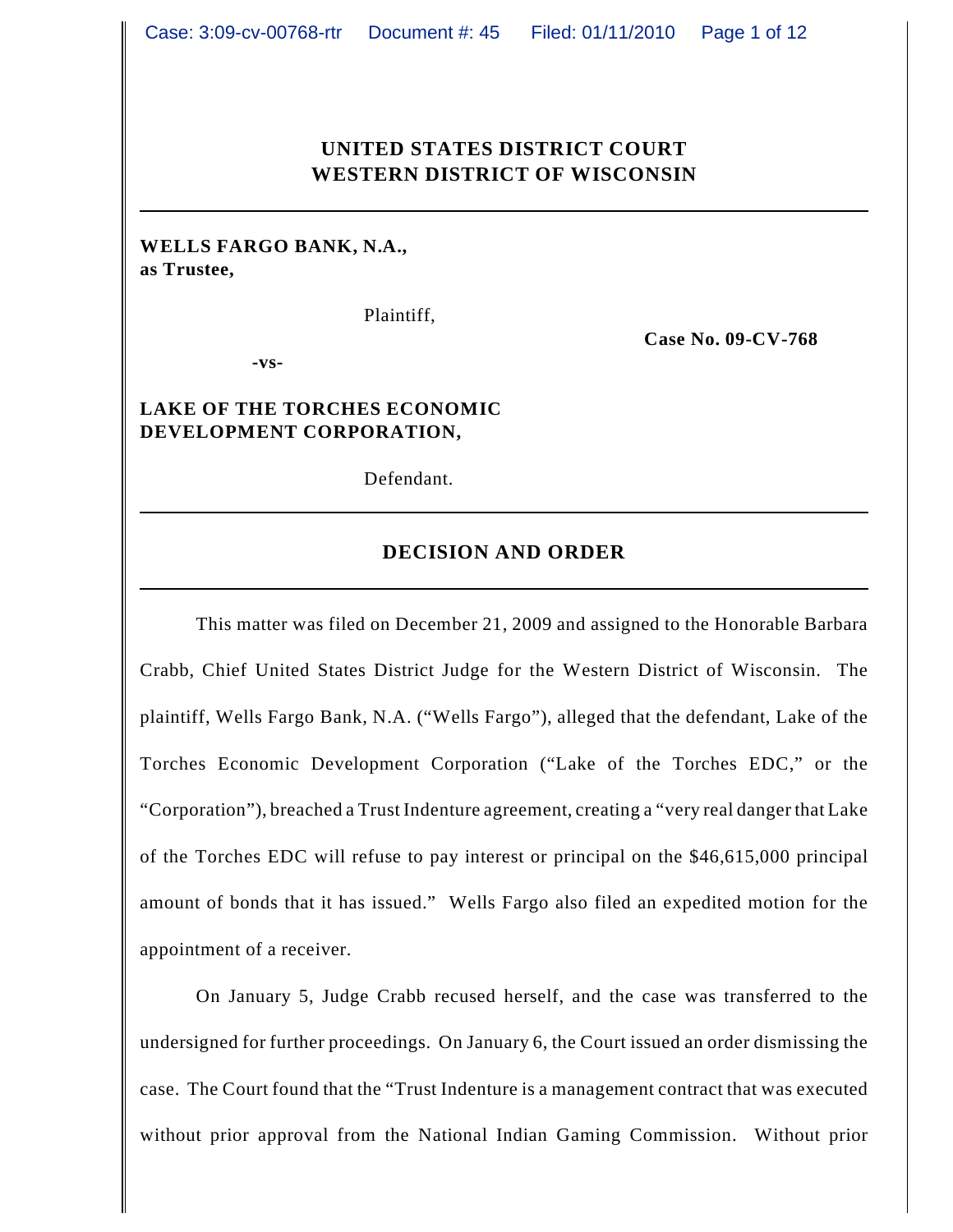**UNITED STATES DISTRICT COURT**
**WESTERN DISTRICT OF WISCONSIN**

---

**WELLS FARGO BANK, N.A.,**
**as Trustee,**

Plaintiff,

**Case No. 09-CV-768**

**-vs-**

**LAKE OF THE TORCHES ECONOMIC DEVELOPMENT CORPORATION,**

Defendant.

---

## DECISION AND ORDER

---

This matter was filed on December 21, 2009 and assigned to the Honorable Barbara Crabb, Chief United States District Judge for the Western District of Wisconsin. The plaintiff, Wells Fargo Bank, N.A. ("Wells Fargo"), alleged that the defendant, Lake of the Torches Economic Development Corporation ("Lake of the Torches EDC," or the "Corporation"), breached a Trust Indenture agreement, creating a "very real danger that Lake of the Torches EDC will refuse to pay interest or principal on the $46,615,000 principal amount of bonds that it has issued." Wells Fargo also filed an expedited motion for the appointment of a receiver.

On January 5, Judge Crabb recused herself, and the case was transferred to the undersigned for further proceedings. On January 6, the Court issued an order dismissing the case. The Court found that the "Trust Indenture is a management contract that was executed without prior approval from the National Indian Gaming Commission. Without prior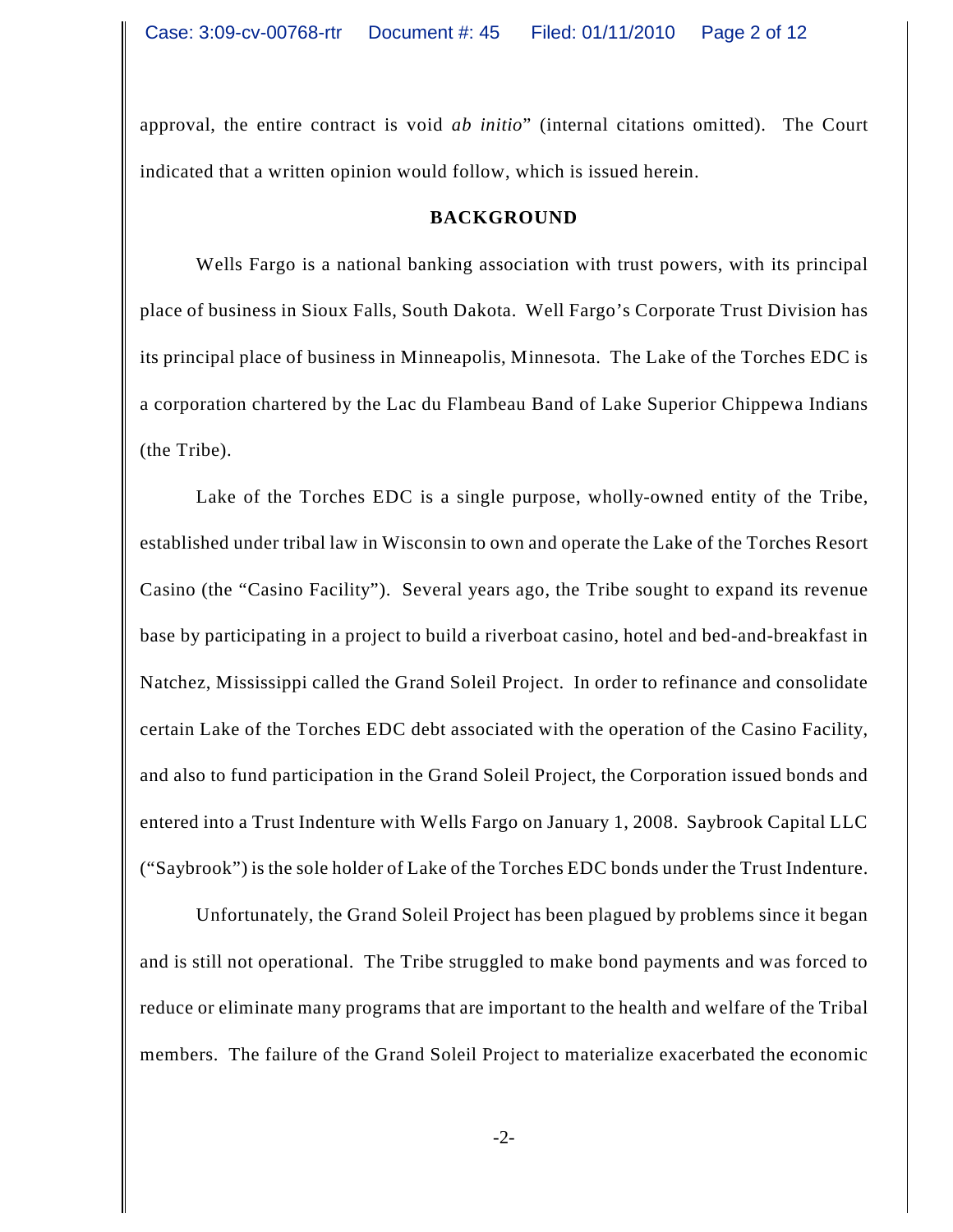approval, the entire contract is void *ab initio*" (internal citations omitted). The Court indicated that a written opinion would follow, which is issued herein.

## BACKGROUND

Wells Fargo is a national banking association with trust powers, with its principal place of business in Sioux Falls, South Dakota. Well Fargo's Corporate Trust Division has its principal place of business in Minneapolis, Minnesota. The Lake of the Torches EDC is a corporation chartered by the Lac du Flambeau Band of Lake Superior Chippewa Indians (the Tribe).

Lake of the Torches EDC is a single purpose, wholly-owned entity of the Tribe, established under tribal law in Wisconsin to own and operate the Lake of the Torches Resort Casino (the "Casino Facility"). Several years ago, the Tribe sought to expand its revenue base by participating in a project to build a riverboat casino, hotel and bed-and-breakfast in Natchez, Mississippi called the Grand Soleil Project. In order to refinance and consolidate certain Lake of the Torches EDC debt associated with the operation of the Casino Facility, and also to fund participation in the Grand Soleil Project, the Corporation issued bonds and entered into a Trust Indenture with Wells Fargo on January 1, 2008. Saybrook Capital LLC ("Saybrook") is the sole holder of Lake of the Torches EDC bonds under the Trust Indenture.

Unfortunately, the Grand Soleil Project has been plagued by problems since it began and is still not operational. The Tribe struggled to make bond payments and was forced to reduce or eliminate many programs that are important to the health and welfare of the Tribal members. The failure of the Grand Soleil Project to materialize exacerbated the economic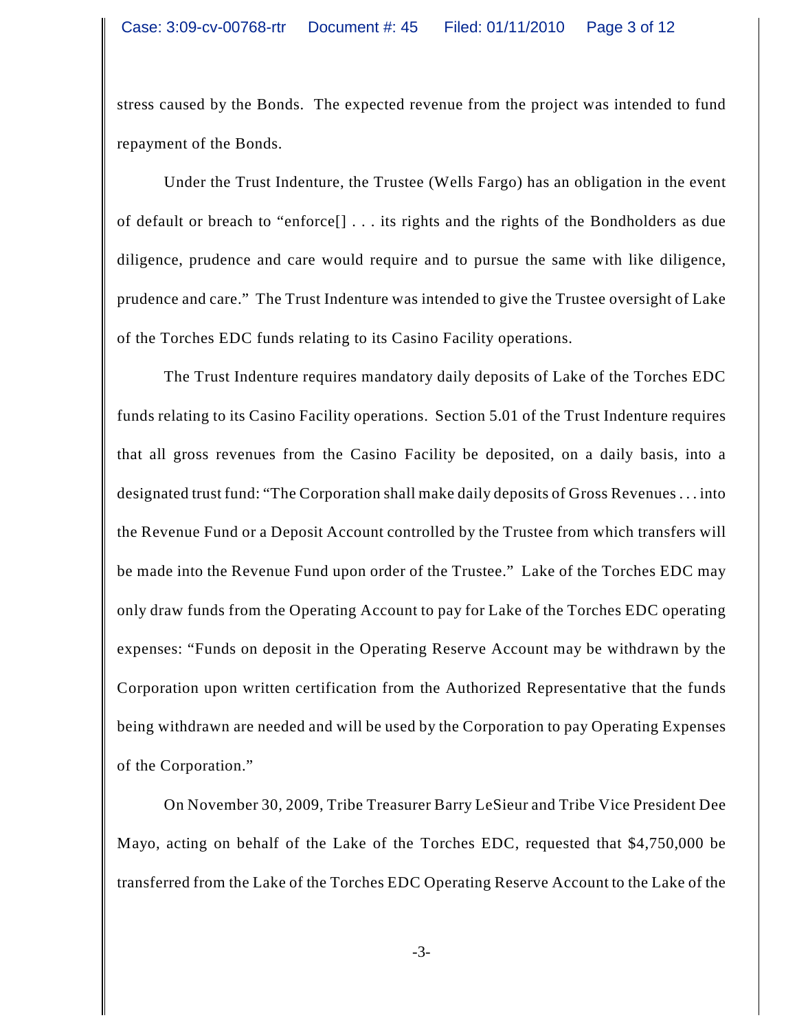stress caused by the Bonds. The expected revenue from the project was intended to fund repayment of the Bonds.

Under the Trust Indenture, the Trustee (Wells Fargo) has an obligation in the event of default or breach to "enforce[] . . . its rights and the rights of the Bondholders as due diligence, prudence and care would require and to pursue the same with like diligence, prudence and care." The Trust Indenture was intended to give the Trustee oversight of Lake of the Torches EDC funds relating to its Casino Facility operations.

The Trust Indenture requires mandatory daily deposits of Lake of the Torches EDC funds relating to its Casino Facility operations. Section 5.01 of the Trust Indenture requires that all gross revenues from the Casino Facility be deposited, on a daily basis, into a designated trust fund: "The Corporation shall make daily deposits of Gross Revenues . . . into the Revenue Fund or a Deposit Account controlled by the Trustee from which transfers will be made into the Revenue Fund upon order of the Trustee." Lake of the Torches EDC may only draw funds from the Operating Account to pay for Lake of the Torches EDC operating expenses: "Funds on deposit in the Operating Reserve Account may be withdrawn by the Corporation upon written certification from the Authorized Representative that the funds being withdrawn are needed and will be used by the Corporation to pay Operating Expenses of the Corporation."

On November 30, 2009, Tribe Treasurer Barry LeSieur and Tribe Vice President Dee Mayo, acting on behalf of the Lake of the Torches EDC, requested that $4,750,000 be transferred from the Lake of the Torches EDC Operating Reserve Account to the Lake of the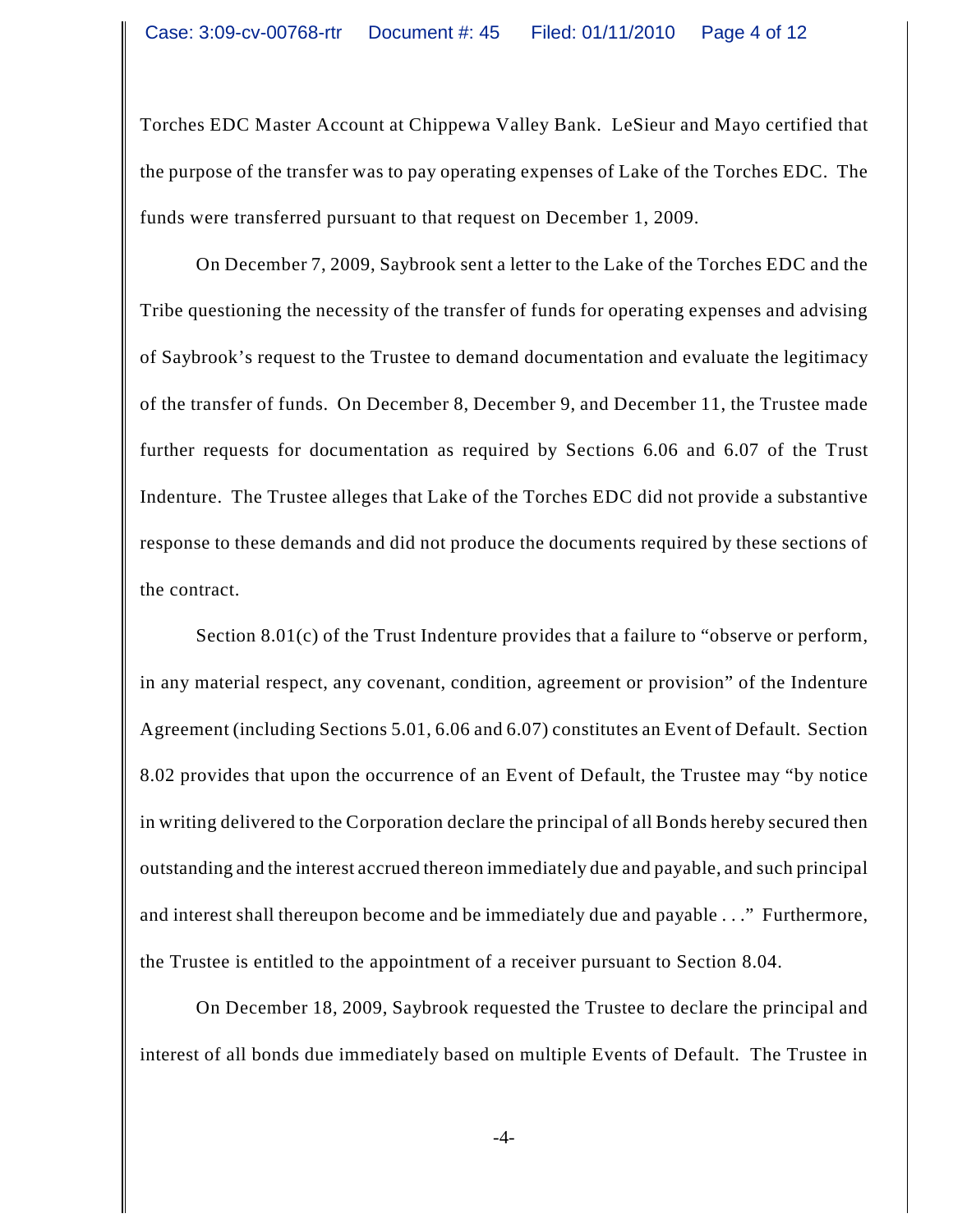Torches EDC Master Account at Chippewa Valley Bank. LeSieur and Mayo certified that the purpose of the transfer was to pay operating expenses of Lake of the Torches EDC. The funds were transferred pursuant to that request on December 1, 2009.

On December 7, 2009, Saybrook sent a letter to the Lake of the Torches EDC and the Tribe questioning the necessity of the transfer of funds for operating expenses and advising of Saybrook's request to the Trustee to demand documentation and evaluate the legitimacy of the transfer of funds. On December 8, December 9, and December 11, the Trustee made further requests for documentation as required by Sections 6.06 and 6.07 of the Trust Indenture. The Trustee alleges that Lake of the Torches EDC did not provide a substantive response to these demands and did not produce the documents required by these sections of the contract.

Section 8.01(c) of the Trust Indenture provides that a failure to "observe or perform, in any material respect, any covenant, condition, agreement or provision" of the Indenture Agreement (including Sections 5.01, 6.06 and 6.07) constitutes an Event of Default. Section 8.02 provides that upon the occurrence of an Event of Default, the Trustee may "by notice in writing delivered to the Corporation declare the principal of all Bonds hereby secured then outstanding and the interest accrued thereon immediately due and payable, and such principal and interest shall thereupon become and be immediately due and payable . . ." Furthermore, the Trustee is entitled to the appointment of a receiver pursuant to Section 8.04.

On December 18, 2009, Saybrook requested the Trustee to declare the principal and interest of all bonds due immediately based on multiple Events of Default. The Trustee in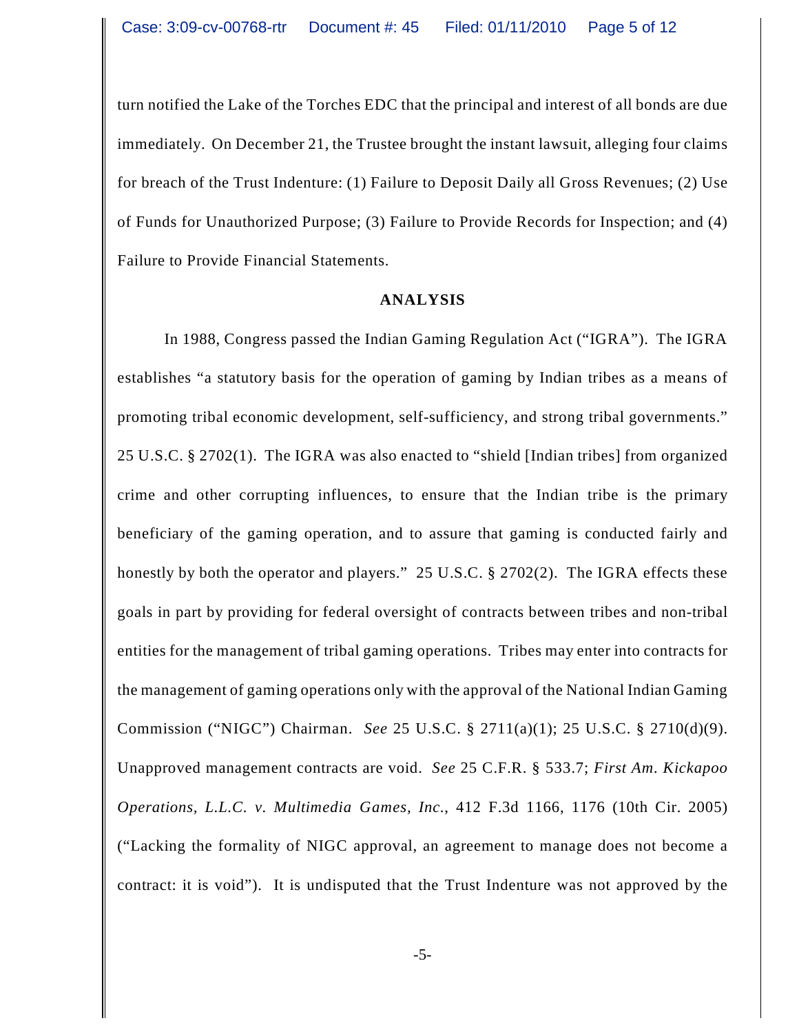turn notified the Lake of the Torches EDC that the principal and interest of all bonds are due immediately. On December 21, the Trustee brought the instant lawsuit, alleging four claims for breach of the Trust Indenture: (1) Failure to Deposit Daily all Gross Revenues; (2) Use of Funds for Unauthorized Purpose; (3) Failure to Provide Records for Inspection; and (4) Failure to Provide Financial Statements.

## ANALYSIS

In 1988, Congress passed the Indian Gaming Regulation Act ("IGRA"). The IGRA establishes "a statutory basis for the operation of gaming by Indian tribes as a means of promoting tribal economic development, self-sufficiency, and strong tribal governments." 25 U.S.C. § 2702(1). The IGRA was also enacted to "shield [Indian tribes] from organized crime and other corrupting influences, to ensure that the Indian tribe is the primary beneficiary of the gaming operation, and to assure that gaming is conducted fairly and honestly by both the operator and players." 25 U.S.C. § 2702(2). The IGRA effects these goals in part by providing for federal oversight of contracts between tribes and non-tribal entities for the management of tribal gaming operations. Tribes may enter into contracts for the management of gaming operations only with the approval of the National Indian Gaming Commission ("NIGC") Chairman. *See* 25 U.S.C. § 2711(a)(1); 25 U.S.C. § 2710(d)(9). Unapproved management contracts are void. *See* 25 C.F.R. § 533.7; *First Am. Kickapoo Operations, L.L.C. v. Multimedia Games, Inc.*, 412 F.3d 1166, 1176 (10th Cir. 2005) ("Lacking the formality of NIGC approval, an agreement to manage does not become a contract: it is void"). It is undisputed that the Trust Indenture was not approved by the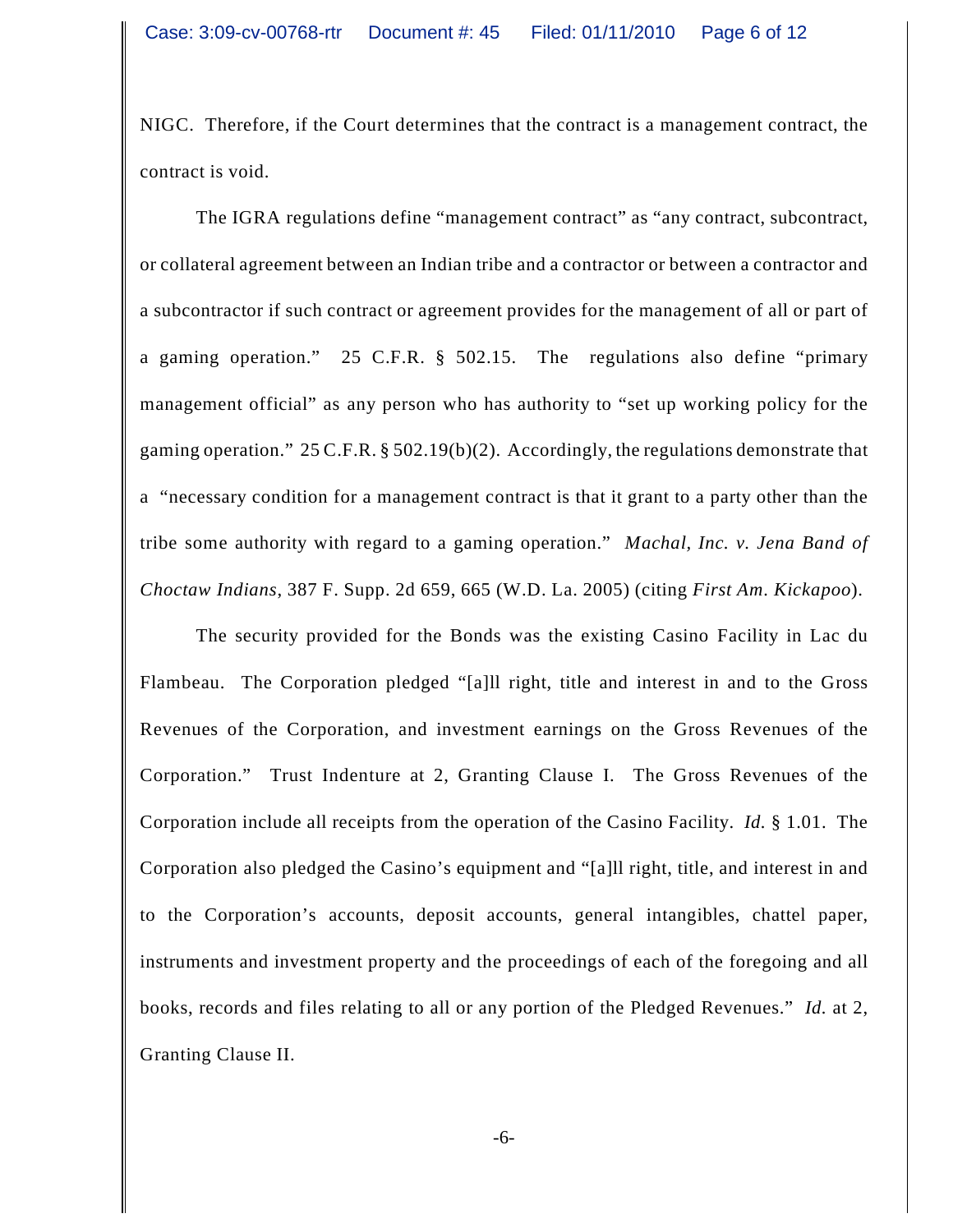NIGC. Therefore, if the Court determines that the contract is a management contract, the contract is void.

The IGRA regulations define "management contract" as "any contract, subcontract, or collateral agreement between an Indian tribe and a contractor or between a contractor and a subcontractor if such contract or agreement provides for the management of all or part of a gaming operation." 25 C.F.R. § 502.15. The regulations also define "primary management official" as any person who has authority to "set up working policy for the gaming operation." 25 C.F.R. § 502.19(b)(2). Accordingly, the regulations demonstrate that a "necessary condition for a management contract is that it grant to a party other than the tribe some authority with regard to a gaming operation." *Machal, Inc. v. Jena Band of Choctaw Indians*, 387 F. Supp. 2d 659, 665 (W.D. La. 2005) (citing *First Am. Kickapoo*).

The security provided for the Bonds was the existing Casino Facility in Lac du Flambeau. The Corporation pledged "[a]ll right, title and interest in and to the Gross Revenues of the Corporation, and investment earnings on the Gross Revenues of the Corporation." Trust Indenture at 2, Granting Clause I. The Gross Revenues of the Corporation include all receipts from the operation of the Casino Facility. *Id.* § 1.01. The Corporation also pledged the Casino's equipment and "[a]ll right, title, and interest in and to the Corporation's accounts, deposit accounts, general intangibles, chattel paper, instruments and investment property and the proceedings of each of the foregoing and all books, records and files relating to all or any portion of the Pledged Revenues." *Id.* at 2, Granting Clause II.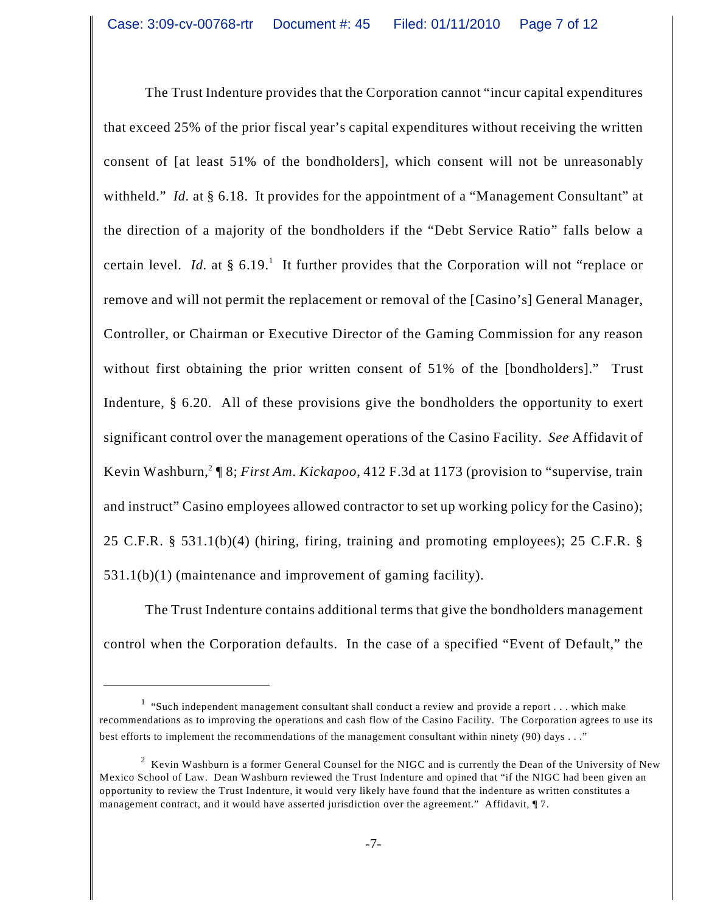The Trust Indenture provides that the Corporation cannot "incur capital expenditures that exceed 25% of the prior fiscal year's capital expenditures without receiving the written consent of [at least 51% of the bondholders], which consent will not be unreasonably withheld." *Id.* at § 6.18. It provides for the appointment of a "Management Consultant" at the direction of a majority of the bondholders if the "Debt Service Ratio" falls below a certain level. *Id.* at § 6.19.[1] It further provides that the Corporation will not "replace or remove and will not permit the replacement or removal of the [Casino's] General Manager, Controller, or Chairman or Executive Director of the Gaming Commission for any reason without first obtaining the prior written consent of 51% of the [bondholders]." Trust Indenture, § 6.20. All of these provisions give the bondholders the opportunity to exert significant control over the management operations of the Casino Facility. *See* Affidavit of Kevin Washburn,[2] ¶ 8; *First Am. Kickapoo*, 412 F.3d at 1173 (provision to "supervise, train and instruct" Casino employees allowed contractor to set up working policy for the Casino); 25 C.F.R. § 531.1(b)(4) (hiring, firing, training and promoting employees); 25 C.F.R. § 531.1(b)(1) (maintenance and improvement of gaming facility).

The Trust Indenture contains additional terms that give the bondholders management control when the Corporation defaults. In the case of a specified "Event of Default," the

---

[1] "Such independent management consultant shall conduct a review and provide a report . . . which make recommendations as to improving the operations and cash flow of the Casino Facility. The Corporation agrees to use its best efforts to implement the recommendations of the management consultant within ninety (90) days . . ."

[2] Kevin Washburn is a former General Counsel for the NIGC and is currently the Dean of the University of New Mexico School of Law. Dean Washburn reviewed the Trust Indenture and opined that "if the NIGC had been given an opportunity to review the Trust Indenture, it would very likely have found that the indenture as written constitutes a management contract, and it would have asserted jurisdiction over the agreement." Affidavit, ¶ 7.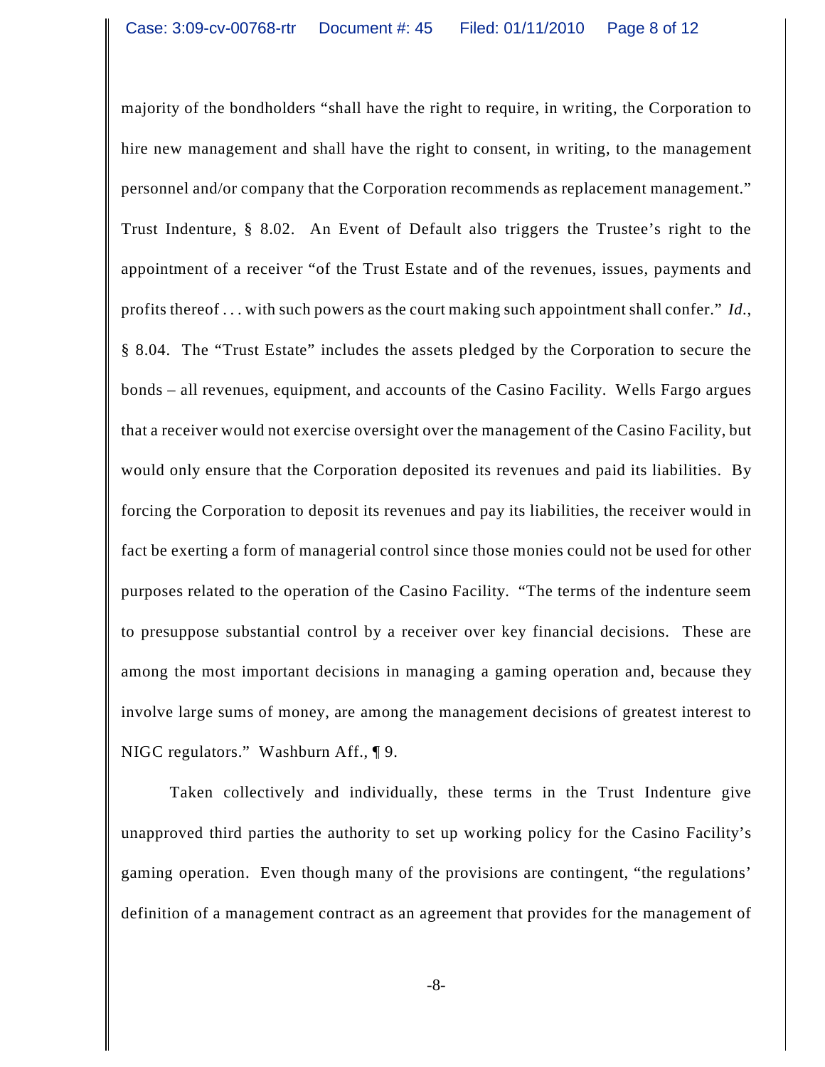majority of the bondholders "shall have the right to require, in writing, the Corporation to hire new management and shall have the right to consent, in writing, to the management personnel and/or company that the Corporation recommends as replacement management." Trust Indenture, § 8.02. An Event of Default also triggers the Trustee's right to the appointment of a receiver "of the Trust Estate and of the revenues, issues, payments and profits thereof . . . with such powers as the court making such appointment shall confer." *Id.*, § 8.04. The "Trust Estate" includes the assets pledged by the Corporation to secure the bonds – all revenues, equipment, and accounts of the Casino Facility. Wells Fargo argues that a receiver would not exercise oversight over the management of the Casino Facility, but would only ensure that the Corporation deposited its revenues and paid its liabilities. By forcing the Corporation to deposit its revenues and pay its liabilities, the receiver would in fact be exerting a form of managerial control since those monies could not be used for other purposes related to the operation of the Casino Facility. "The terms of the indenture seem to presuppose substantial control by a receiver over key financial decisions. These are among the most important decisions in managing a gaming operation and, because they involve large sums of money, are among the management decisions of greatest interest to NIGC regulators." Washburn Aff., ¶ 9.

Taken collectively and individually, these terms in the Trust Indenture give unapproved third parties the authority to set up working policy for the Casino Facility's gaming operation. Even though many of the provisions are contingent, "the regulations' definition of a management contract as an agreement that provides for the management of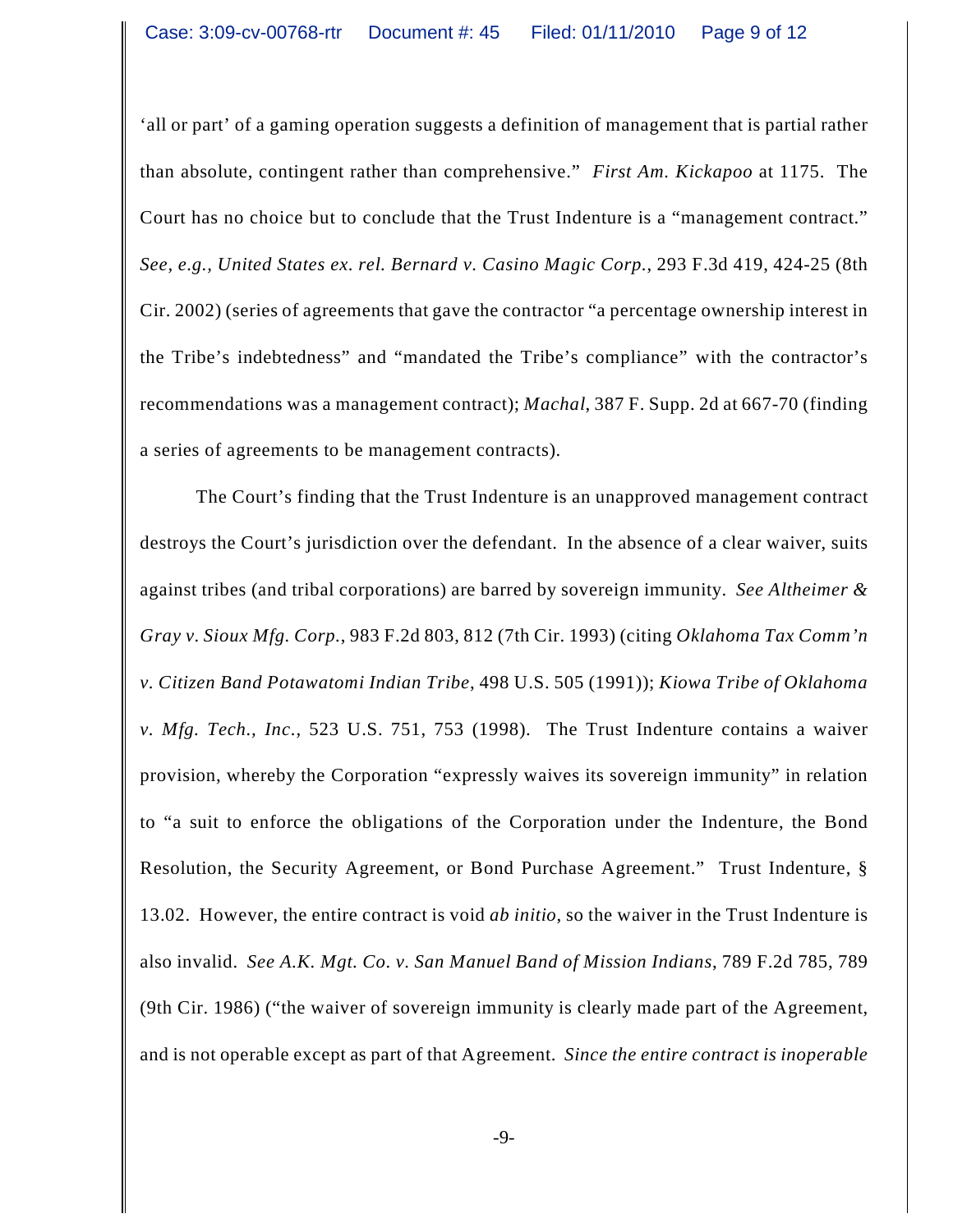'all or part' of a gaming operation suggests a definition of management that is partial rather than absolute, contingent rather than comprehensive." *First Am. Kickapoo* at 1175. The Court has no choice but to conclude that the Trust Indenture is a "management contract." *See, e.g., United States ex. rel. Bernard v. Casino Magic Corp.*, 293 F.3d 419, 424-25 (8th Cir. 2002) (series of agreements that gave the contractor "a percentage ownership interest in the Tribe's indebtedness" and "mandated the Tribe's compliance" with the contractor's recommendations was a management contract); *Machal*, 387 F. Supp. 2d at 667-70 (finding a series of agreements to be management contracts).

The Court's finding that the Trust Indenture is an unapproved management contract destroys the Court's jurisdiction over the defendant. In the absence of a clear waiver, suits against tribes (and tribal corporations) are barred by sovereign immunity. *See Altheimer & Gray v. Sioux Mfg. Corp.*, 983 F.2d 803, 812 (7th Cir. 1993) (citing *Oklahoma Tax Comm'n v. Citizen Band Potawatomi Indian Tribe*, 498 U.S. 505 (1991)); *Kiowa Tribe of Oklahoma v. Mfg. Tech., Inc.*, 523 U.S. 751, 753 (1998). The Trust Indenture contains a waiver provision, whereby the Corporation "expressly waives its sovereign immunity" in relation to "a suit to enforce the obligations of the Corporation under the Indenture, the Bond Resolution, the Security Agreement, or Bond Purchase Agreement." Trust Indenture, § 13.02. However, the entire contract is void *ab initio*, so the waiver in the Trust Indenture is also invalid. *See A.K. Mgt. Co. v. San Manuel Band of Mission Indians*, 789 F.2d 785, 789 (9th Cir. 1986) ("the waiver of sovereign immunity is clearly made part of the Agreement, and is not operable except as part of that Agreement. *Since the entire contract is inoperable*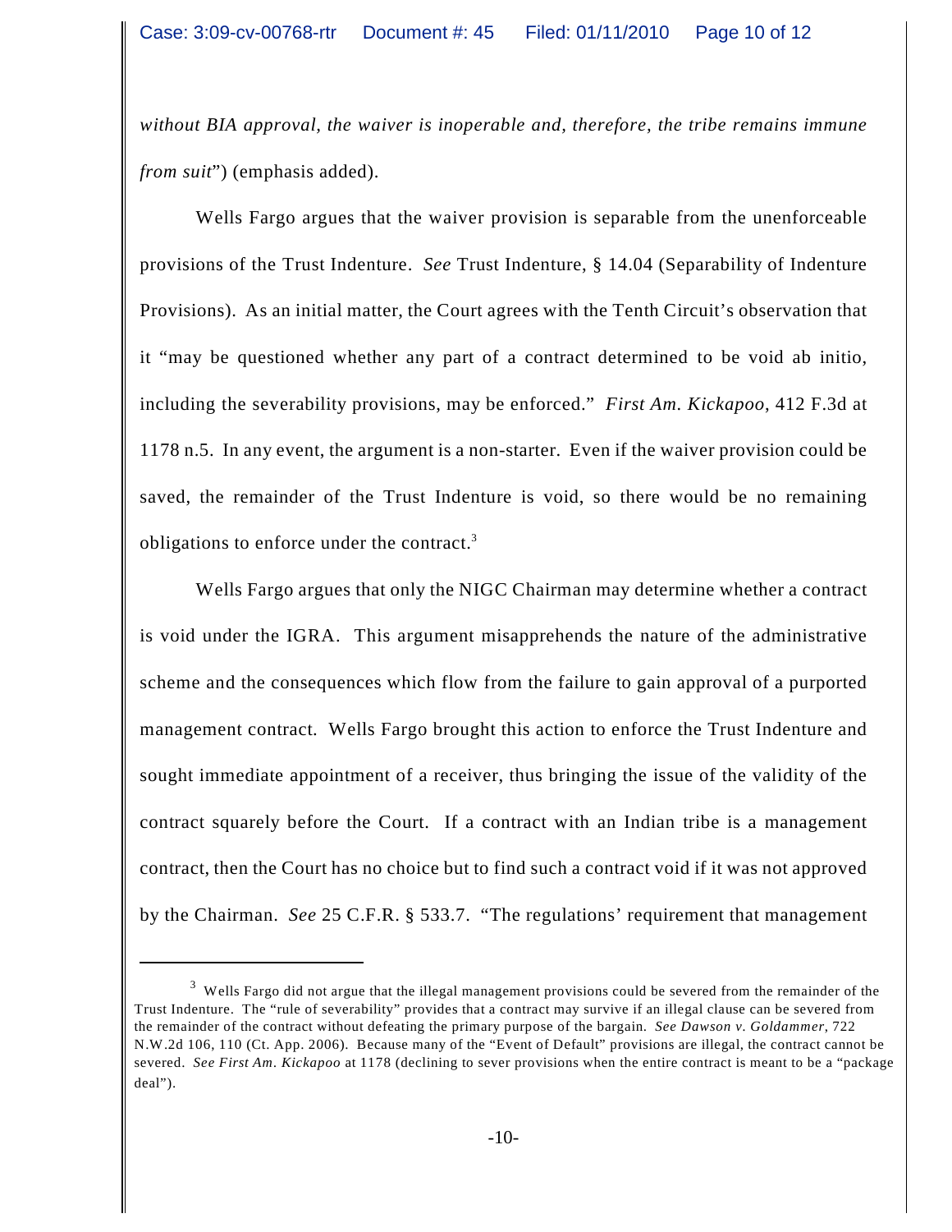*without BIA approval, the waiver is inoperable and, therefore, the tribe remains immune from suit*") (emphasis added).

Wells Fargo argues that the waiver provision is separable from the unenforceable provisions of the Trust Indenture. *See* Trust Indenture, § 14.04 (Separability of Indenture Provisions). As an initial matter, the Court agrees with the Tenth Circuit's observation that it "may be questioned whether any part of a contract determined to be void ab initio, including the severability provisions, may be enforced." *First Am. Kickapoo*, 412 F.3d at 1178 n.5. In any event, the argument is a non-starter. Even if the waiver provision could be saved, the remainder of the Trust Indenture is void, so there would be no remaining obligations to enforce under the contract.[3]

Wells Fargo argues that only the NIGC Chairman may determine whether a contract is void under the IGRA. This argument misapprehends the nature of the administrative scheme and the consequences which flow from the failure to gain approval of a purported management contract. Wells Fargo brought this action to enforce the Trust Indenture and sought immediate appointment of a receiver, thus bringing the issue of the validity of the contract squarely before the Court. If a contract with an Indian tribe is a management contract, then the Court has no choice but to find such a contract void if it was not approved by the Chairman. *See* 25 C.F.R. § 533.7. "The regulations' requirement that management

---

[3] Wells Fargo did not argue that the illegal management provisions could be severed from the remainder of the Trust Indenture. The "rule of severability" provides that a contract may survive if an illegal clause can be severed from the remainder of the contract without defeating the primary purpose of the bargain. *See Dawson v. Goldammer*, 722 N.W.2d 106, 110 (Ct. App. 2006). Because many of the "Event of Default" provisions are illegal, the contract cannot be severed. *See First Am. Kickapoo* at 1178 (declining to sever provisions when the entire contract is meant to be a "package deal").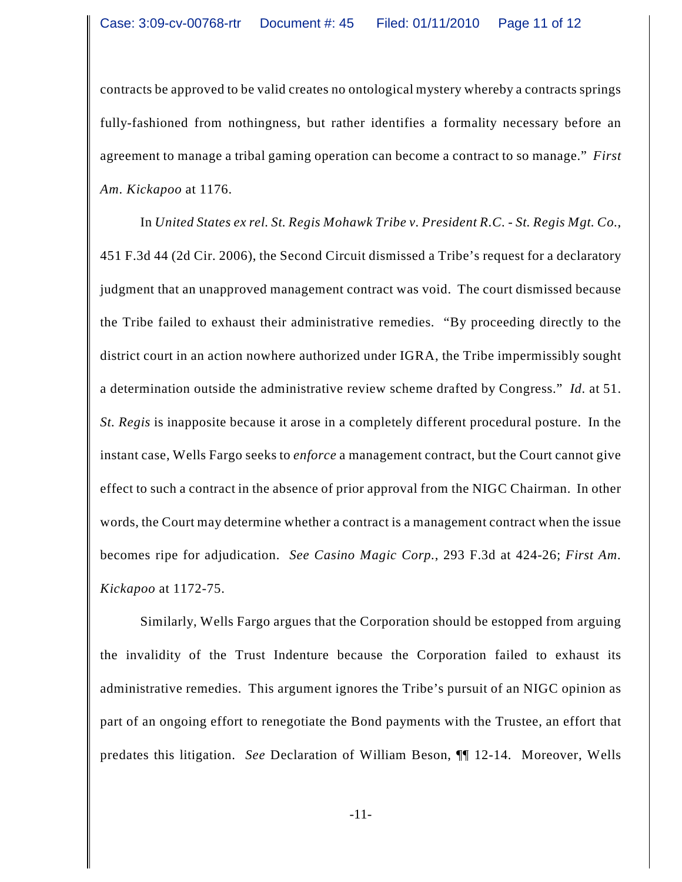contracts be approved to be valid creates no ontological mystery whereby a contracts springs fully-fashioned from nothingness, but rather identifies a formality necessary before an agreement to manage a tribal gaming operation can become a contract to so manage." *First Am. Kickapoo* at 1176.

In *United States ex rel. St. Regis Mohawk Tribe v. President R.C. - St. Regis Mgt. Co.*, 451 F.3d 44 (2d Cir. 2006), the Second Circuit dismissed a Tribe's request for a declaratory judgment that an unapproved management contract was void. The court dismissed because the Tribe failed to exhaust their administrative remedies. "By proceeding directly to the district court in an action nowhere authorized under IGRA, the Tribe impermissibly sought a determination outside the administrative review scheme drafted by Congress." *Id.* at 51. *St. Regis* is inapposite because it arose in a completely different procedural posture. In the instant case, Wells Fargo seeks to *enforce* a management contract, but the Court cannot give effect to such a contract in the absence of prior approval from the NIGC Chairman. In other words, the Court may determine whether a contract is a management contract when the issue becomes ripe for adjudication. *See Casino Magic Corp.*, 293 F.3d at 424-26; *First Am. Kickapoo* at 1172-75.

Similarly, Wells Fargo argues that the Corporation should be estopped from arguing the invalidity of the Trust Indenture because the Corporation failed to exhaust its administrative remedies. This argument ignores the Tribe's pursuit of an NIGC opinion as part of an ongoing effort to renegotiate the Bond payments with the Trustee, an effort that predates this litigation. *See* Declaration of William Beson, ¶¶ 12-14. Moreover, Wells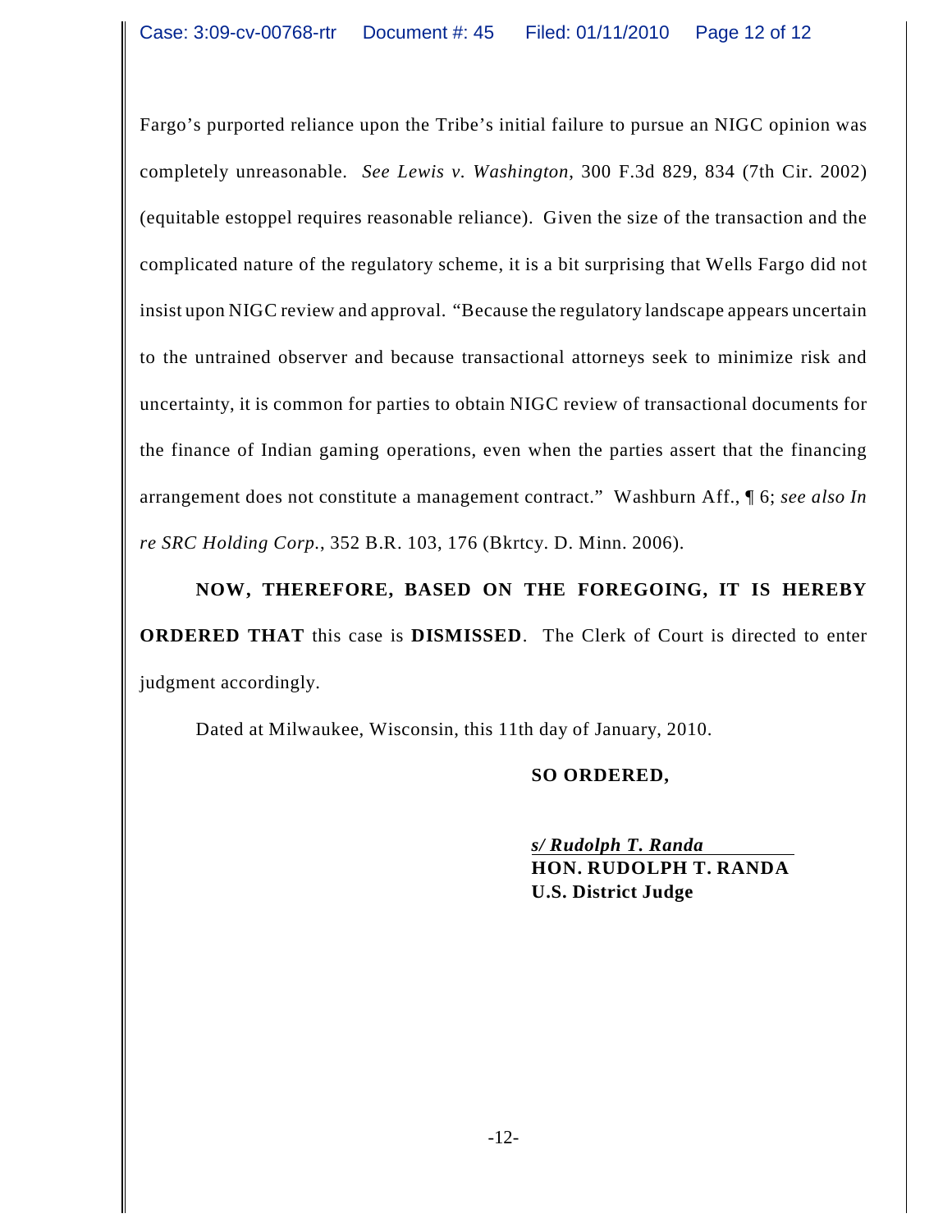Fargo's purported reliance upon the Tribe's initial failure to pursue an NIGC opinion was completely unreasonable. *See Lewis v. Washington*, 300 F.3d 829, 834 (7th Cir. 2002) (equitable estoppel requires reasonable reliance). Given the size of the transaction and the complicated nature of the regulatory scheme, it is a bit surprising that Wells Fargo did not insist upon NIGC review and approval. "Because the regulatory landscape appears uncertain to the untrained observer and because transactional attorneys seek to minimize risk and uncertainty, it is common for parties to obtain NIGC review of transactional documents for the finance of Indian gaming operations, even when the parties assert that the financing arrangement does not constitute a management contract." Washburn Aff., ¶ 6; *see also In re SRC Holding Corp.*, 352 B.R. 103, 176 (Bkrtcy. D. Minn. 2006).

**NOW, THEREFORE, BASED ON THE FOREGOING, IT IS HEREBY ORDERED THAT** this case is **DISMISSED**. The Clerk of Court is directed to enter judgment accordingly.

Dated at Milwaukee, Wisconsin, this 11th day of January, 2010.

**SO ORDERED,**

***s/ Rudolph T. Randa***
**HON. RUDOLPH T. RANDA**
**U.S. District Judge**